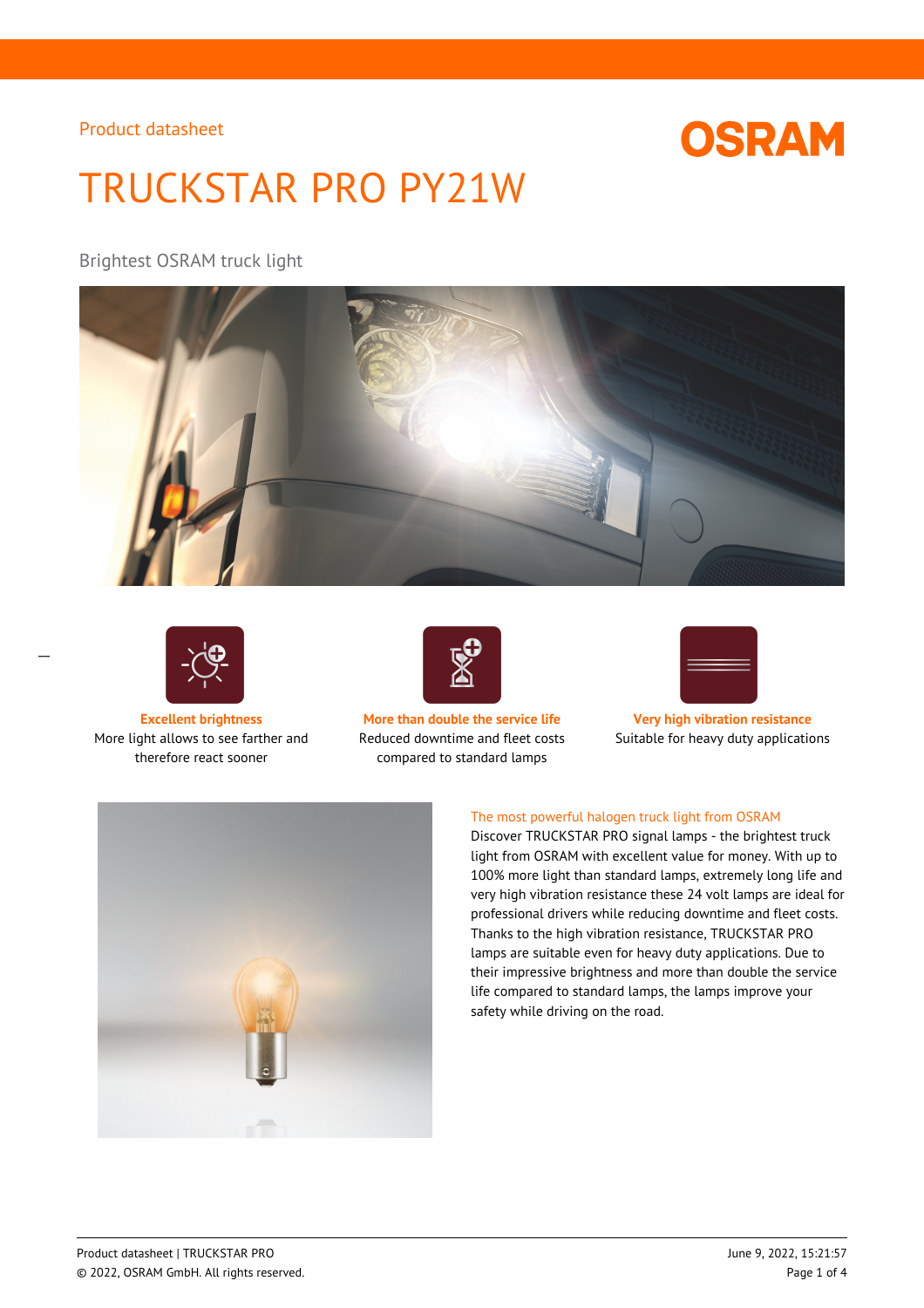Product datasheet

# TRUCKSTAR PRO PY21W

Brightest OSRAM truck light

**Excellent brightness**
More light allows to see farther and therefore react sooner

**More than double the service life**
Reduced downtime and fleet costs compared to standard lamps

**Very high vibration resistance**
Suitable for heavy duty applications

## The most powerful halogen truck light from OSRAM

Discover TRUCKSTAR PRO signal lamps - the brightest truck light from OSRAM with excellent value for money. With up to 100% more light than standard lamps, extremely long life and very high vibration resistance these 24 volt lamps are ideal for professional drivers while reducing downtime and fleet costs. Thanks to the high vibration resistance, TRUCKSTAR PRO lamps are suitable even for heavy duty applications. Due to their impressive brightness and more than double the service life compared to standard lamps, the lamps improve your safety while driving on the road.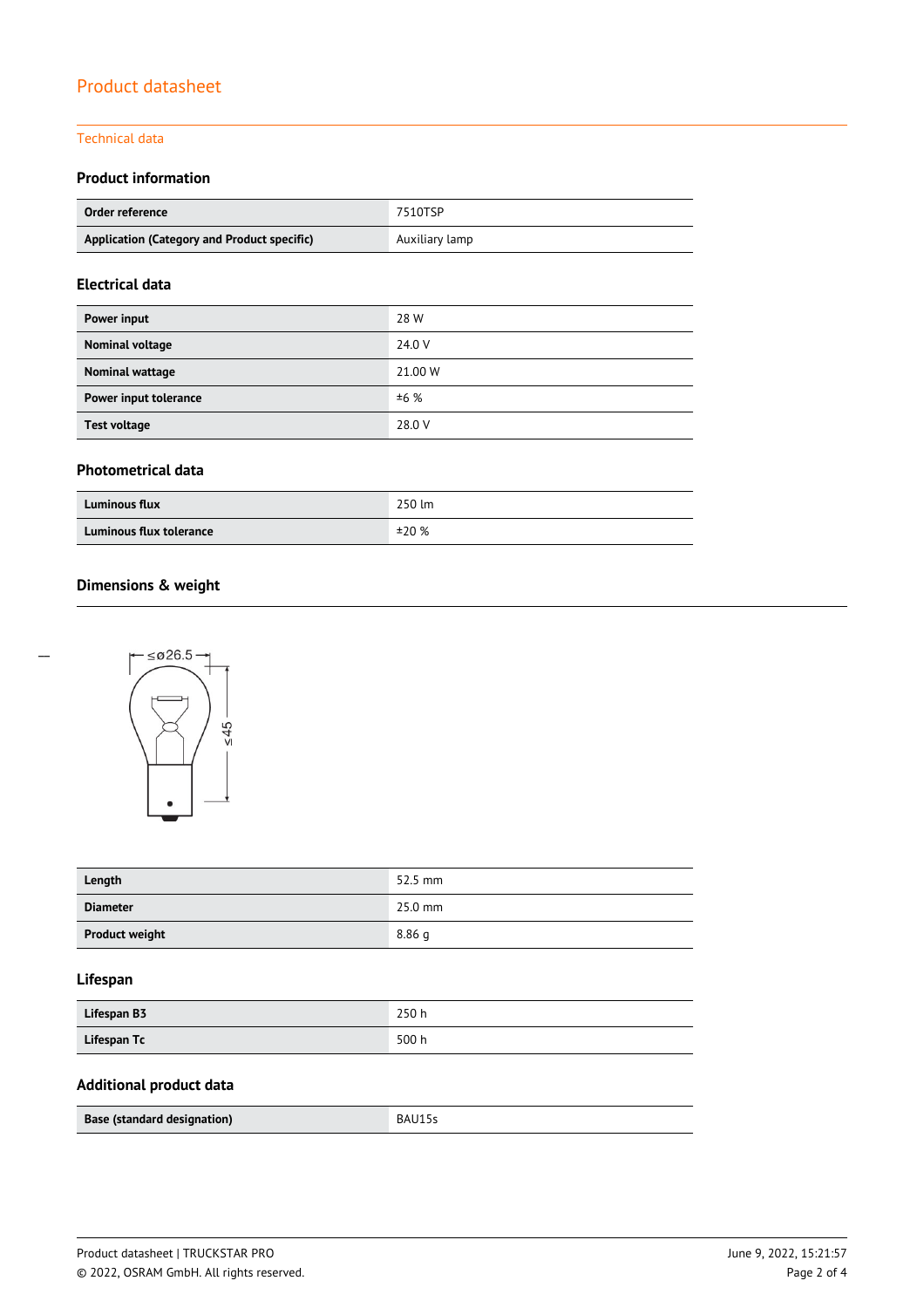# Product datasheet

## Technical data

### Product information

| Order reference | 7510TSP |
|---|---|
| Application (Category and Product specific) | Auxiliary lamp |

### Electrical data

| Power input | 28 W |
|---|---|
| Nominal voltage | 24.0 V |
| Nominal wattage | 21.00 W |
| Power input tolerance | ±6 % |
| Test voltage | 28.0 V |

### Photometrical data

| Luminous flux | 250 lm |
|---|---|
| Luminous flux tolerance | ±20 % |

### Dimensions & weight

| Length | 52.5 mm |
|---|---|
| Diameter | 25.0 mm |
| Product weight | 8.86 g |

### Lifespan

| Lifespan B3 | 250 h |
|---|---|
| Lifespan Tc | 500 h |

### Additional product data

| Base (standard designation) | BAU15s |
|---|---|

Product datasheet | TRUCKSTAR PRO

© 2022, OSRAM GmbH. All rights reserved.

June 9, 2022, 15:21:57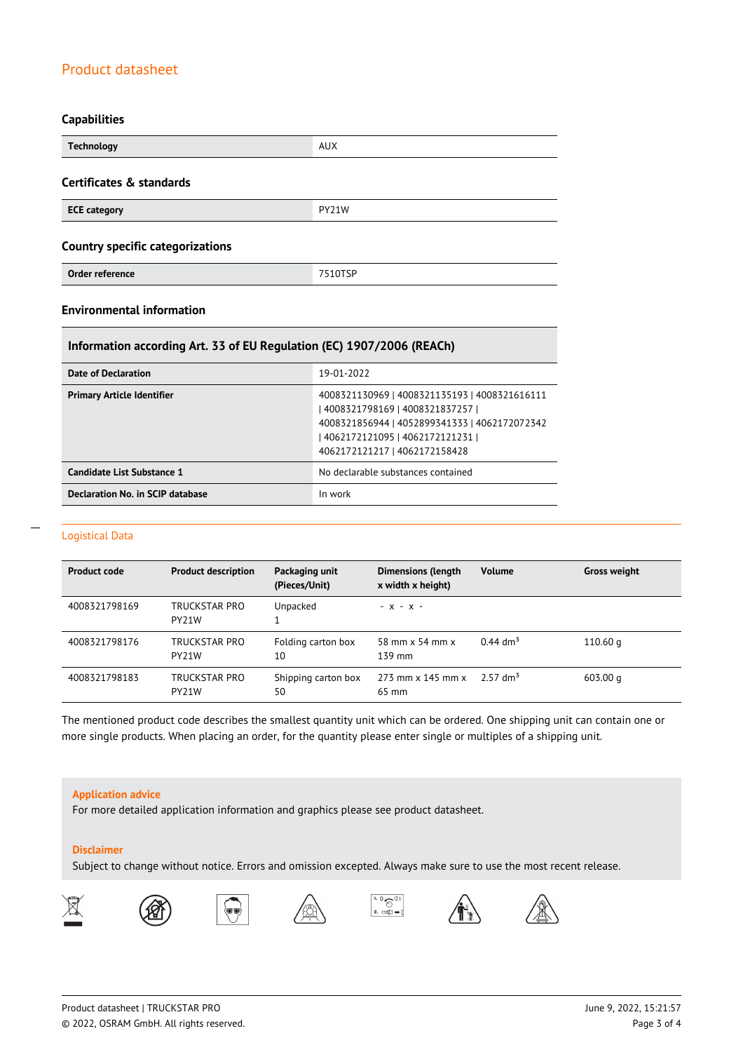## Product datasheet

### Capabilities

| Technology | AUX |
| --- | --- |

### Certificates & standards

| ECE category | PY21W |
| --- | --- |

### Country specific categorizations

| Order reference | 7510TSP |
| --- | --- |

### Environmental information

| Information according Art. 33 of EU Regulation (EC) 1907/2006 (REACh) | |
| --- | --- |
| Date of Declaration | 19-01-2022 |
| Primary Article Identifier | 4008321130969 \| 4008321135193 \| 4008321616111 \| 4008321798169 \| 4008321837257 \| 4008321856944 \| 4052899341333 \| 4062172072342 \| 4062172121095 \| 4062172121231 \| 4062172121217 \| 4062172158428 |
| Candidate List Substance 1 | No declarable substances contained |
| Declaration No. in SCIP database | In work |

### Logistical Data

| Product code | Product description | Packaging unit (Pieces/Unit) | Dimensions (length x width x height) | Volume | Gross weight |
| --- | --- | --- | --- | --- | --- |
| 4008321798169 | TRUCKSTAR PRO PY21W | Unpacked 1 | - x - x - | | |
| 4008321798176 | TRUCKSTAR PRO PY21W | Folding carton box 10 | 58 mm x 54 mm x 139 mm | 0.44 $dm^3$ | 110.60 g |
| 4008321798183 | TRUCKSTAR PRO PY21W | Shipping carton box 50 | 273 mm x 145 mm x 65 mm | 2.57 $dm^3$ | 603.00 g |

The mentioned product code describes the smallest quantity unit which can be ordered. One shipping unit can contain one or more single products. When placing an order, for the quantity please enter single or multiples of a shipping unit.

**Application advice**

For more detailed application information and graphics please see product datasheet.

**Disclaimer**

Subject to change without notice. Errors and omission excepted. Always make sure to use the most recent release.